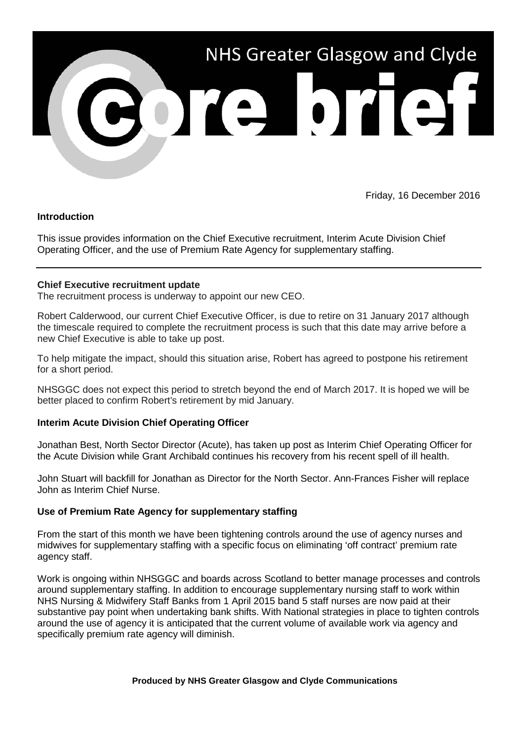# NHS Greater Glasgow and Clyde

# core brief

Friday, 16 December 2016

**Introduction**

This issue provides information on the Chief Executive recruitment, Interim Acute Division Chief Operating Officer, and the use of Premium Rate Agency for supplementary staffing.

---

**Chief Executive recruitment update**

The recruitment process is underway to appoint our new CEO.

Robert Calderwood, our current Chief Executive Officer, is due to retire on 31 January 2017 although the timescale required to complete the recruitment process is such that this date may arrive before a new Chief Executive is able to take up post.

To help mitigate the impact, should this situation arise, Robert has agreed to postpone his retirement for a short period.

NHSGGC does not expect this period to stretch beyond the end of March 2017. It is hoped we will be better placed to confirm Robert's retirement by mid January.

**Interim Acute Division Chief Operating Officer**

Jonathan Best, North Sector Director (Acute), has taken up post as Interim Chief Operating Officer for the Acute Division while Grant Archibald continues his recovery from his recent spell of ill health.

John Stuart will backfill for Jonathan as Director for the North Sector. Ann-Frances Fisher will replace John as Interim Chief Nurse.

**Use of Premium Rate Agency for supplementary staffing**

From the start of this month we have been tightening controls around the use of agency nurses and midwives for supplementary staffing with a specific focus on eliminating 'off contract' premium rate agency staff.

Work is ongoing within NHSGGC and boards across Scotland to better manage processes and controls around supplementary staffing. In addition to encourage supplementary nursing staff to work within NHS Nursing & Midwifery Staff Banks from 1 April 2015 band 5 staff nurses are now paid at their substantive pay point when undertaking bank shifts. With National strategies in place to tighten controls around the use of agency it is anticipated that the current volume of available work via agency and specifically premium rate agency will diminish.

**Produced by NHS Greater Glasgow and Clyde Communications**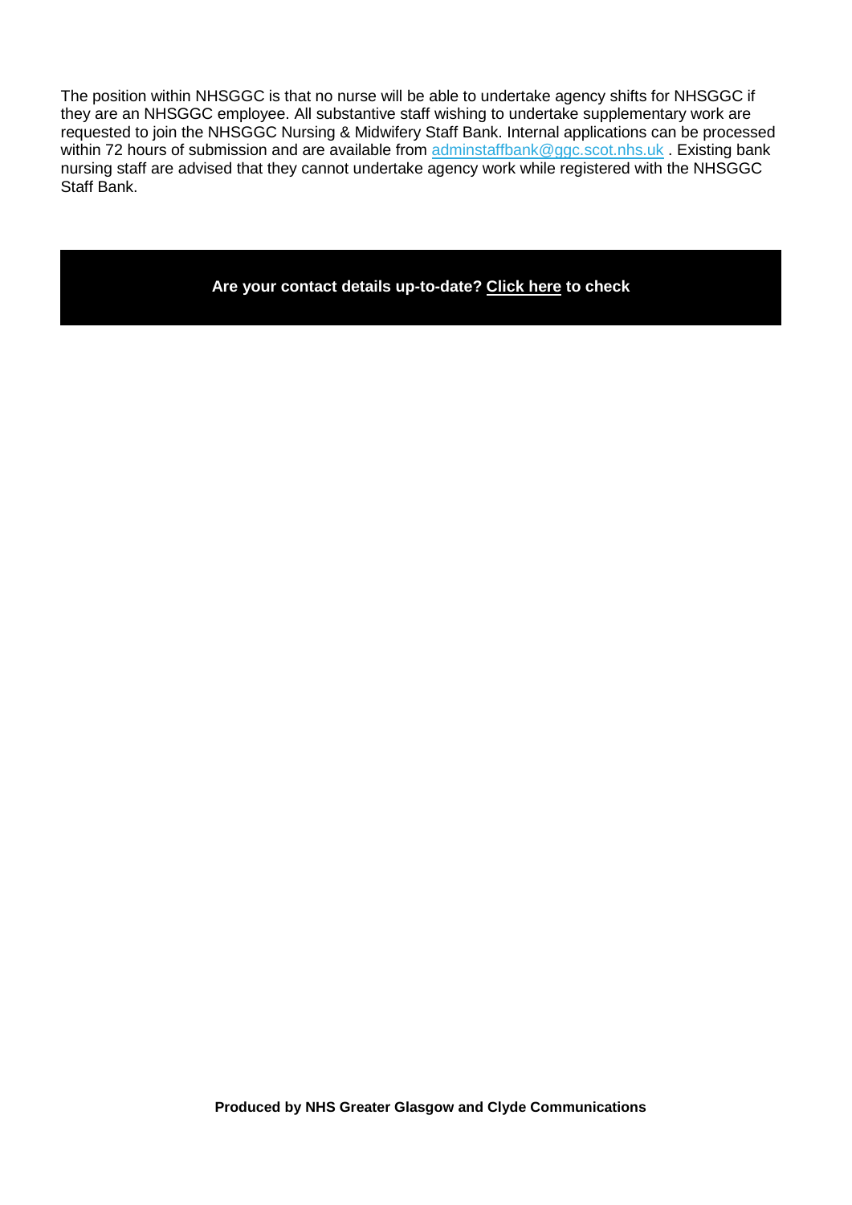The position within NHSGGC is that no nurse will be able to undertake agency shifts for NHSGGC if they are an NHSGGC employee. All substantive staff wishing to undertake supplementary work are requested to join the NHSGGC Nursing & Midwifery Staff Bank. Internal applications can be processed within 72 hours of submission and are available from adminstaffbank@ggc.scot.nhs.uk . Existing bank nursing staff are advised that they cannot undertake agency work while registered with the NHSGGC Staff Bank.

**Are your contact details up-to-date? Click here to check**

**Produced by NHS Greater Glasgow and Clyde Communications**